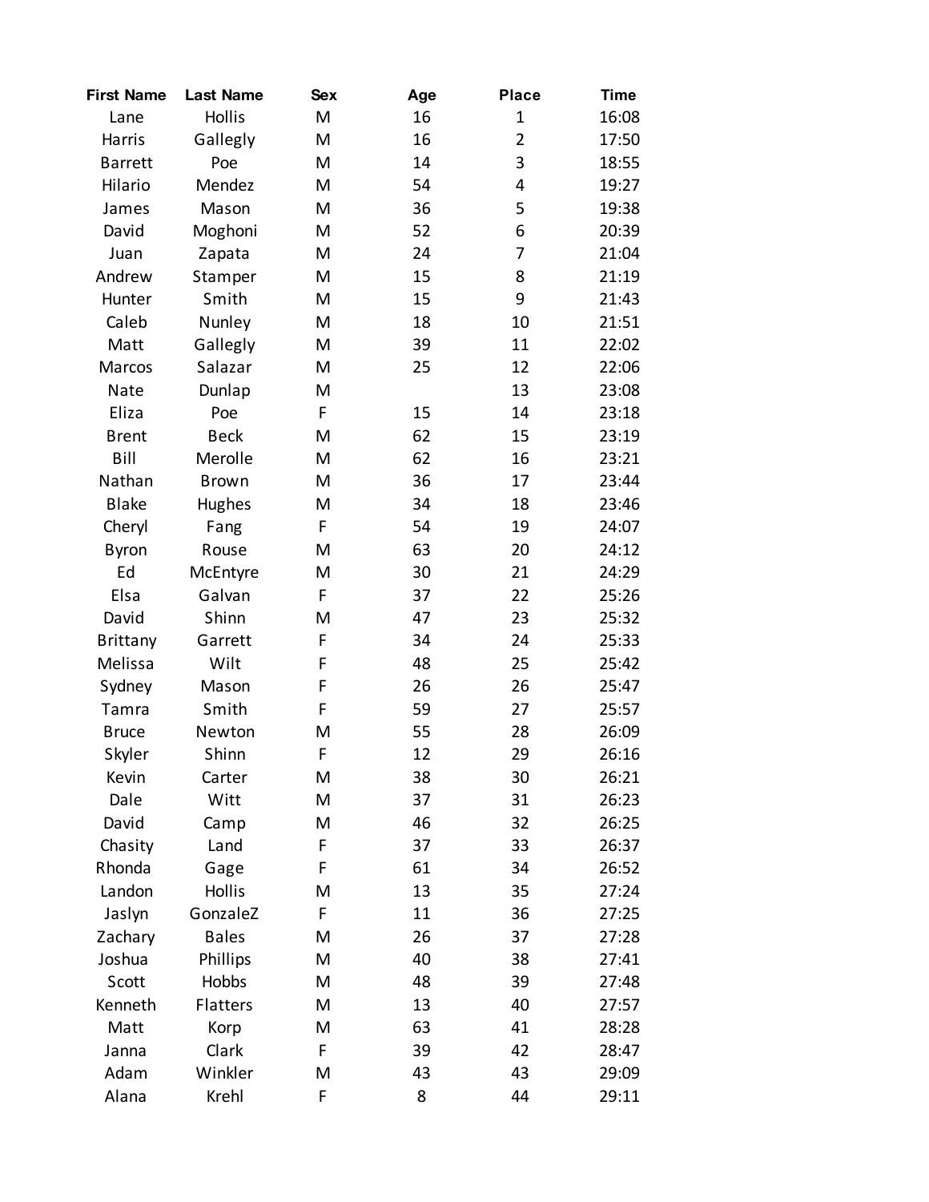| First Name | Last Name | Sex | Age | Place | Time |
|---|---|---|---|---|---|
| Lane | Hollis | M | 16 | 1 | 16:08 |
| Harris | Gallegly | M | 16 | 2 | 17:50 |
| Barrett | Poe | M | 14 | 3 | 18:55 |
| Hilario | Mendez | M | 54 | 4 | 19:27 |
| James | Mason | M | 36 | 5 | 19:38 |
| David | Moghoni | M | 52 | 6 | 20:39 |
| Juan | Zapata | M | 24 | 7 | 21:04 |
| Andrew | Stamper | M | 15 | 8 | 21:19 |
| Hunter | Smith | M | 15 | 9 | 21:43 |
| Caleb | Nunley | M | 18 | 10 | 21:51 |
| Matt | Gallegly | M | 39 | 11 | 22:02 |
| Marcos | Salazar | M | 25 | 12 | 22:06 |
| Nate | Dunlap | M | | 13 | 23:08 |
| Eliza | Poe | F | 15 | 14 | 23:18 |
| Brent | Beck | M | 62 | 15 | 23:19 |
| Bill | Merolle | M | 62 | 16 | 23:21 |
| Nathan | Brown | M | 36 | 17 | 23:44 |
| Blake | Hughes | M | 34 | 18 | 23:46 |
| Cheryl | Fang | F | 54 | 19 | 24:07 |
| Byron | Rouse | M | 63 | 20 | 24:12 |
| Ed | McEntyre | M | 30 | 21 | 24:29 |
| Elsa | Galvan | F | 37 | 22 | 25:26 |
| David | Shinn | M | 47 | 23 | 25:32 |
| Brittany | Garrett | F | 34 | 24 | 25:33 |
| Melissa | Wilt | F | 48 | 25 | 25:42 |
| Sydney | Mason | F | 26 | 26 | 25:47 |
| Tamra | Smith | F | 59 | 27 | 25:57 |
| Bruce | Newton | M | 55 | 28 | 26:09 |
| Skyler | Shinn | F | 12 | 29 | 26:16 |
| Kevin | Carter | M | 38 | 30 | 26:21 |
| Dale | Witt | M | 37 | 31 | 26:23 |
| David | Camp | M | 46 | 32 | 26:25 |
| Chasity | Land | F | 37 | 33 | 26:37 |
| Rhonda | Gage | F | 61 | 34 | 26:52 |
| Landon | Hollis | M | 13 | 35 | 27:24 |
| Jaslyn | GonzaleZ | F | 11 | 36 | 27:25 |
| Zachary | Bales | M | 26 | 37 | 27:28 |
| Joshua | Phillips | M | 40 | 38 | 27:41 |
| Scott | Hobbs | M | 48 | 39 | 27:48 |
| Kenneth | Flatters | M | 13 | 40 | 27:57 |
| Matt | Korp | M | 63 | 41 | 28:28 |
| Janna | Clark | F | 39 | 42 | 28:47 |
| Adam | Winkler | M | 43 | 43 | 29:09 |
| Alana | Krehl | F | 8 | 44 | 29:11 |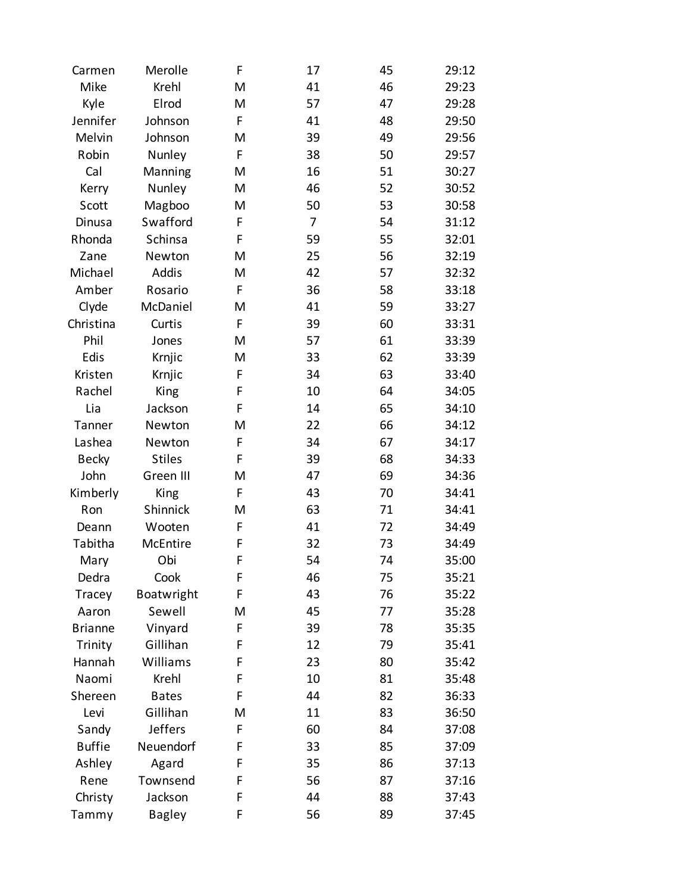| | | | | | |
|---|---|---|---|---|---|
| Carmen | Merolle | F | 17 | 45 | 29:12 |
| Mike | Krehl | M | 41 | 46 | 29:23 |
| Kyle | Elrod | M | 57 | 47 | 29:28 |
| Jennifer | Johnson | F | 41 | 48 | 29:50 |
| Melvin | Johnson | M | 39 | 49 | 29:56 |
| Robin | Nunley | F | 38 | 50 | 29:57 |
| Cal | Manning | M | 16 | 51 | 30:27 |
| Kerry | Nunley | M | 46 | 52 | 30:52 |
| Scott | Magboo | M | 50 | 53 | 30:58 |
| Dinusa | Swafford | F | 7 | 54 | 31:12 |
| Rhonda | Schinsa | F | 59 | 55 | 32:01 |
| Zane | Newton | M | 25 | 56 | 32:19 |
| Michael | Addis | M | 42 | 57 | 32:32 |
| Amber | Rosario | F | 36 | 58 | 33:18 |
| Clyde | McDaniel | M | 41 | 59 | 33:27 |
| Christina | Curtis | F | 39 | 60 | 33:31 |
| Phil | Jones | M | 57 | 61 | 33:39 |
| Edis | Krnjic | M | 33 | 62 | 33:39 |
| Kristen | Krnjic | F | 34 | 63 | 33:40 |
| Rachel | King | F | 10 | 64 | 34:05 |
| Lia | Jackson | F | 14 | 65 | 34:10 |
| Tanner | Newton | M | 22 | 66 | 34:12 |
| Lashea | Newton | F | 34 | 67 | 34:17 |
| Becky | Stiles | F | 39 | 68 | 34:33 |
| John | Green III | M | 47 | 69 | 34:36 |
| Kimberly | King | F | 43 | 70 | 34:41 |
| Ron | Shinnick | M | 63 | 71 | 34:41 |
| Deann | Wooten | F | 41 | 72 | 34:49 |
| Tabitha | McEntire | F | 32 | 73 | 34:49 |
| Mary | Obi | F | 54 | 74 | 35:00 |
| Dedra | Cook | F | 46 | 75 | 35:21 |
| Tracey | Boatwright | F | 43 | 76 | 35:22 |
| Aaron | Sewell | M | 45 | 77 | 35:28 |
| Brianne | Vinyard | F | 39 | 78 | 35:35 |
| Trinity | Gillihan | F | 12 | 79 | 35:41 |
| Hannah | Williams | F | 23 | 80 | 35:42 |
| Naomi | Krehl | F | 10 | 81 | 35:48 |
| Shereen | Bates | F | 44 | 82 | 36:33 |
| Levi | Gillihan | M | 11 | 83 | 36:50 |
| Sandy | Jeffers | F | 60 | 84 | 37:08 |
| Buffie | Neuendorf | F | 33 | 85 | 37:09 |
| Ashley | Agard | F | 35 | 86 | 37:13 |
| Rene | Townsend | F | 56 | 87 | 37:16 |
| Christy | Jackson | F | 44 | 88 | 37:43 |
| Tammy | Bagley | F | 56 | 89 | 37:45 |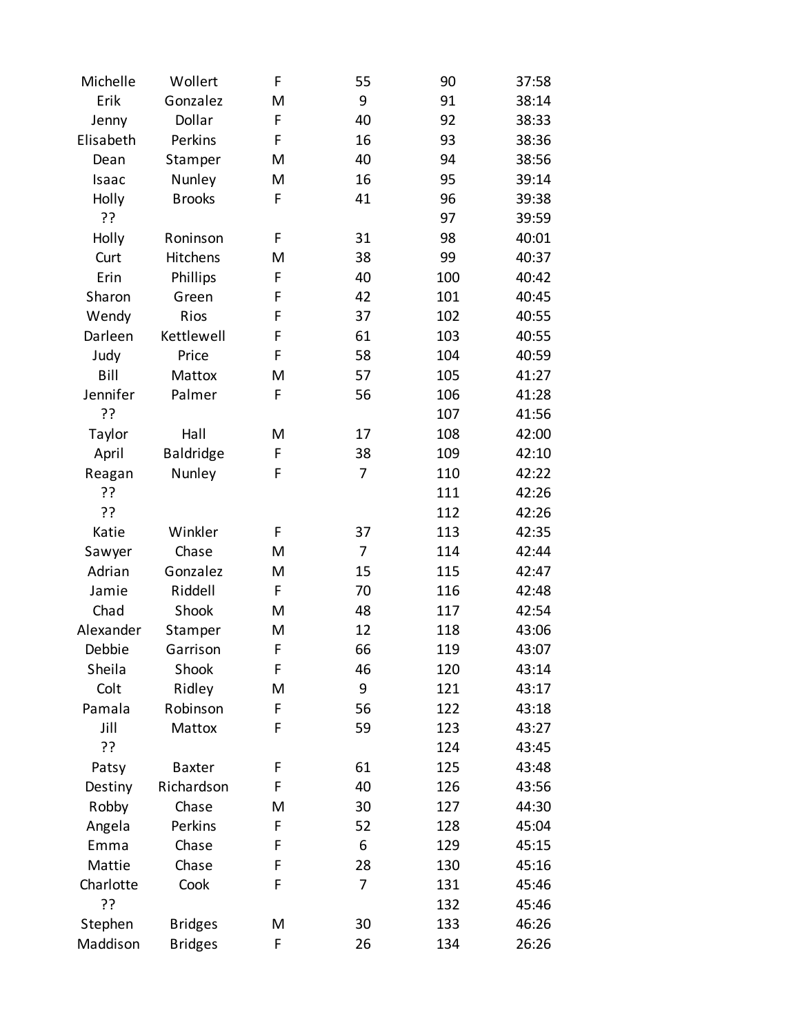| | | | | | |
|---|---|---|---|---|---|
| Michelle | Wollert | F | 55 | 90 | 37:58 |
| Erik | Gonzalez | M | 9 | 91 | 38:14 |
| Jenny | Dollar | F | 40 | 92 | 38:33 |
| Elisabeth | Perkins | F | 16 | 93 | 38:36 |
| Dean | Stamper | M | 40 | 94 | 38:56 |
| Isaac | Nunley | M | 16 | 95 | 39:14 |
| Holly | Brooks | F | 41 | 96 | 39:38 |
| ?? | | | | 97 | 39:59 |
| Holly | Roninson | F | 31 | 98 | 40:01 |
| Curt | Hitchens | M | 38 | 99 | 40:37 |
| Erin | Phillips | F | 40 | 100 | 40:42 |
| Sharon | Green | F | 42 | 101 | 40:45 |
| Wendy | Rios | F | 37 | 102 | 40:55 |
| Darleen | Kettlewell | F | 61 | 103 | 40:55 |
| Judy | Price | F | 58 | 104 | 40:59 |
| Bill | Mattox | M | 57 | 105 | 41:27 |
| Jennifer | Palmer | F | 56 | 106 | 41:28 |
| ?? | | | | 107 | 41:56 |
| Taylor | Hall | M | 17 | 108 | 42:00 |
| April | Baldridge | F | 38 | 109 | 42:10 |
| Reagan | Nunley | F | 7 | 110 | 42:22 |
| ?? | | | | 111 | 42:26 |
| ?? | | | | 112 | 42:26 |
| Katie | Winkler | F | 37 | 113 | 42:35 |
| Sawyer | Chase | M | 7 | 114 | 42:44 |
| Adrian | Gonzalez | M | 15 | 115 | 42:47 |
| Jamie | Riddell | F | 70 | 116 | 42:48 |
| Chad | Shook | M | 48 | 117 | 42:54 |
| Alexander | Stamper | M | 12 | 118 | 43:06 |
| Debbie | Garrison | F | 66 | 119 | 43:07 |
| Sheila | Shook | F | 46 | 120 | 43:14 |
| Colt | Ridley | M | 9 | 121 | 43:17 |
| Pamala | Robinson | F | 56 | 122 | 43:18 |
| Jill | Mattox | F | 59 | 123 | 43:27 |
| ?? | | | | 124 | 43:45 |
| Patsy | Baxter | F | 61 | 125 | 43:48 |
| Destiny | Richardson | F | 40 | 126 | 43:56 |
| Robby | Chase | M | 30 | 127 | 44:30 |
| Angela | Perkins | F | 52 | 128 | 45:04 |
| Emma | Chase | F | 6 | 129 | 45:15 |
| Mattie | Chase | F | 28 | 130 | 45:16 |
| Charlotte | Cook | F | 7 | 131 | 45:46 |
| ?? | | | | 132 | 45:46 |
| Stephen | Bridges | M | 30 | 133 | 46:26 |
| Maddison | Bridges | F | 26 | 134 | 26:26 |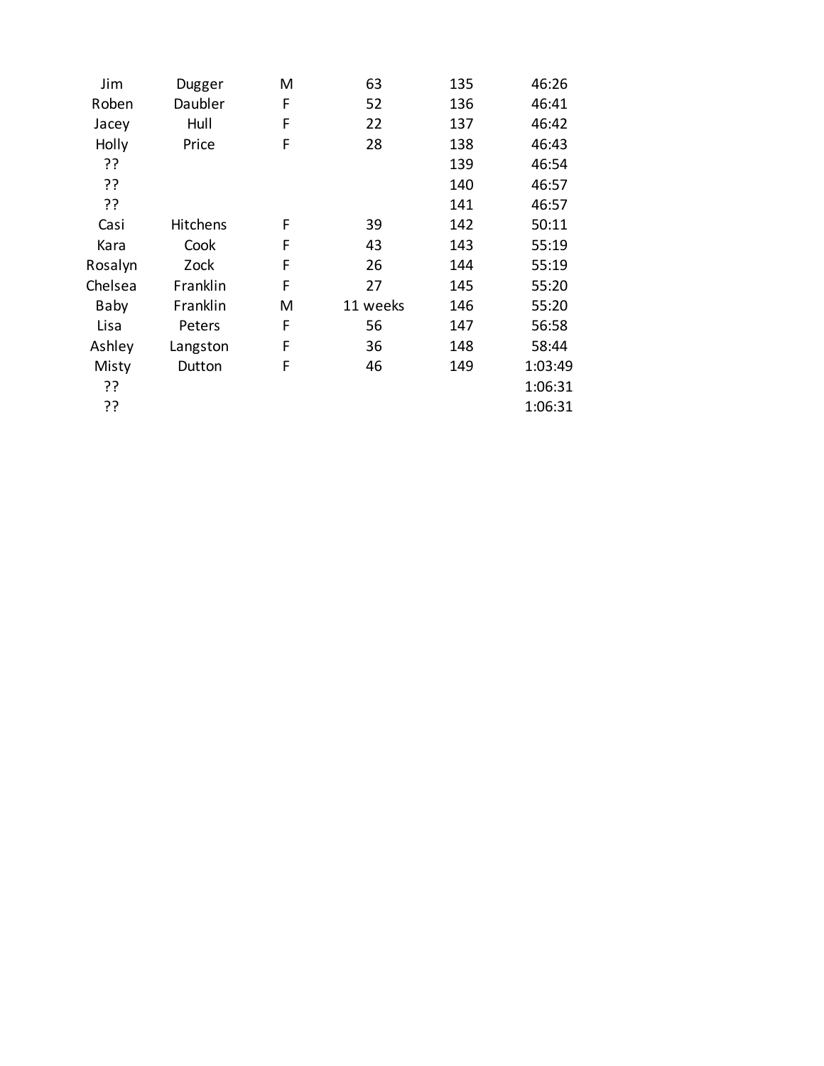| | | | | | |
|---|---|---|---|---|---|
| Jim | Dugger | M | 63 | 135 | 46:26 |
| Roben | Daubler | F | 52 | 136 | 46:41 |
| Jacey | Hull | F | 22 | 137 | 46:42 |
| Holly | Price | F | 28 | 138 | 46:43 |
| ?? | | | | 139 | 46:54 |
| ?? | | | | 140 | 46:57 |
| ?? | | | | 141 | 46:57 |
| Casi | Hitchens | F | 39 | 142 | 50:11 |
| Kara | Cook | F | 43 | 143 | 55:19 |
| Rosalyn | Zock | F | 26 | 144 | 55:19 |
| Chelsea | Franklin | F | 27 | 145 | 55:20 |
| Baby | Franklin | M | 11 weeks | 146 | 55:20 |
| Lisa | Peters | F | 56 | 147 | 56:58 |
| Ashley | Langston | F | 36 | 148 | 58:44 |
| Misty | Dutton | F | 46 | 149 | 1:03:49 |
| ?? | | | | | 1:06:31 |
| ?? | | | | | 1:06:31 |